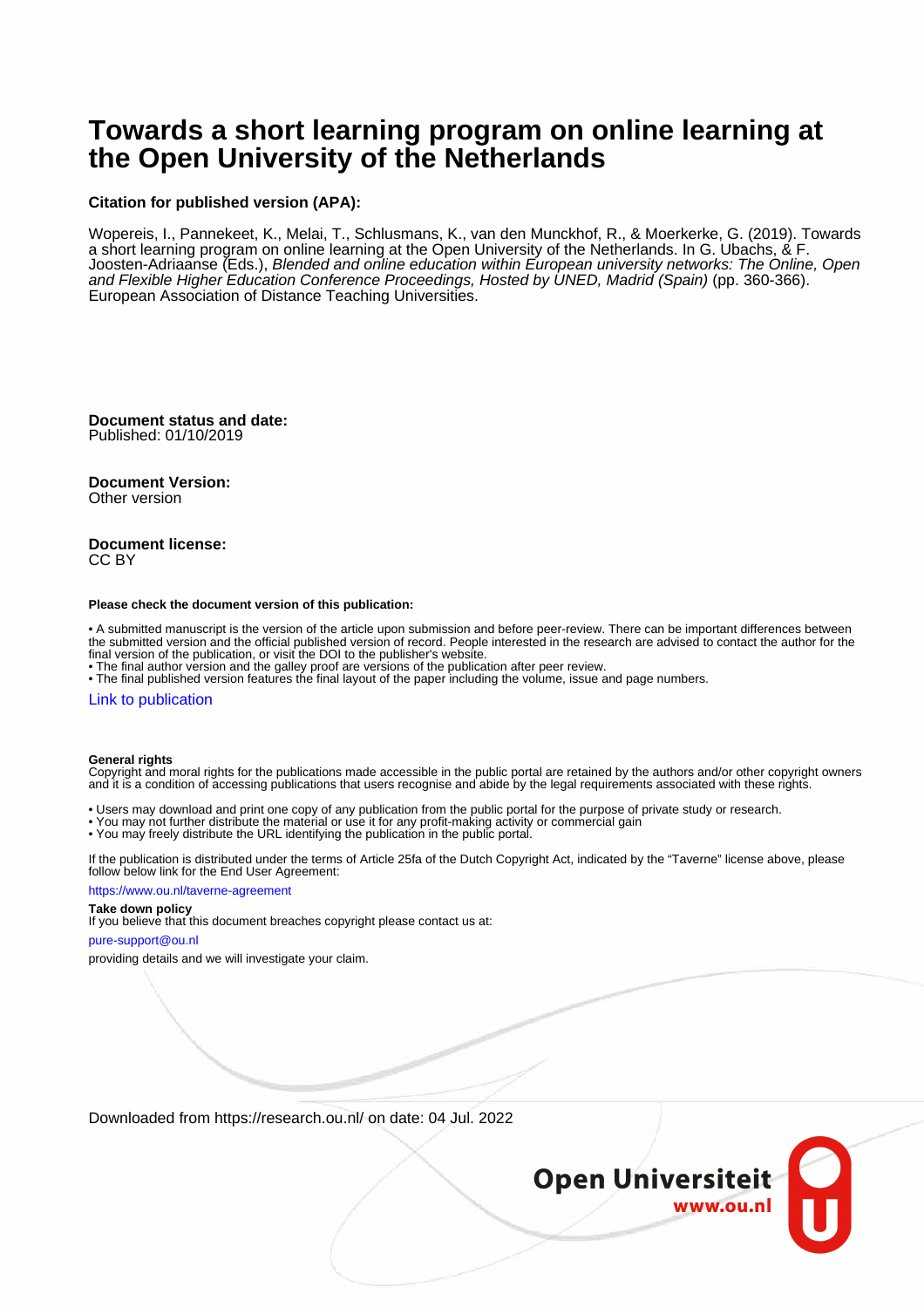# Towards a short learning program on online learning at the Open University of the Netherlands

**Citation for published version (APA):**

Wopereis, I., Pannekeet, K., Melai, T., Schlusmans, K., van den Munckhof, R., & Moerkerke, G. (2019). Towards a short learning program on online learning at the Open University of the Netherlands. In G. Ubachs, & F. Joosten-Adriaanse (Eds.), *Blended and online education within European university networks: The Online, Open and Flexible Higher Education Conference Proceedings, Hosted by UNED, Madrid (Spain)* (pp. 360-366). European Association of Distance Teaching Universities.

**Document status and date:**
Published: 01/10/2019

**Document Version:**
Other version

**Document license:**
CC BY

**Please check the document version of this publication:**

• A submitted manuscript is the version of the article upon submission and before peer-review. There can be important differences between the submitted version and the official published version of record. People interested in the research are advised to contact the author for the final version of the publication, or visit the DOI to the publisher's website.
• The final author version and the galley proof are versions of the publication after peer review.
• The final published version features the final layout of the paper including the volume, issue and page numbers.

Link to publication

**General rights**
Copyright and moral rights for the publications made accessible in the public portal are retained by the authors and/or other copyright owners and it is a condition of accessing publications that users recognise and abide by the legal requirements associated with these rights.

• Users may download and print one copy of any publication from the public portal for the purpose of private study or research.
• You may not further distribute the material or use it for any profit-making activity or commercial gain
• You may freely distribute the URL identifying the publication in the public portal.

If the publication is distributed under the terms of Article 25fa of the Dutch Copyright Act, indicated by the "Taverne" license above, please follow below link for the End User Agreement:

https://www.ou.nl/taverne-agreement

**Take down policy**
If you believe that this document breaches copyright please contact us at:

pure-support@ou.nl

providing details and we will investigate your claim.

Downloaded from https://research.ou.nl/ on date: 04 Jul. 2022

Open Universiteit
www.ou.nl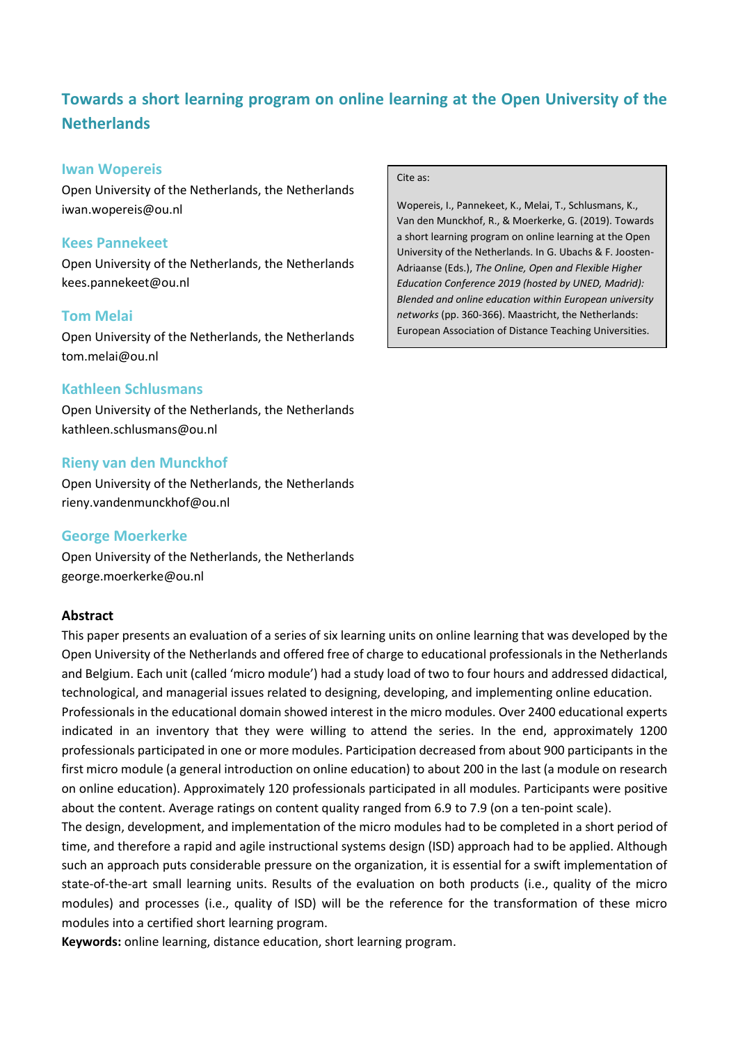# Towards a short learning program on online learning at the Open University of the Netherlands

### Iwan Wopereis

Open University of the Netherlands, the Netherlands
iwan.wopereis@ou.nl

### Kees Pannekeet

Open University of the Netherlands, the Netherlands
kees.pannekeet@ou.nl

### Tom Melai

Open University of the Netherlands, the Netherlands
tom.melai@ou.nl

### Kathleen Schlusmans

Open University of the Netherlands, the Netherlands
kathleen.schlusmans@ou.nl

### Rieny van den Munckhof

Open University of the Netherlands, the Netherlands
rieny.vandenmunckhof@ou.nl

### George Moerkerke

Open University of the Netherlands, the Netherlands
george.moerkerke@ou.nl

Cite as:

Wopereis, I., Pannekeet, K., Melai, T., Schlusmans, K., Van den Munckhof, R., & Moerkerke, G. (2019). Towards a short learning program on online learning at the Open University of the Netherlands. In G. Ubachs & F. Joosten-Adriaanse (Eds.), *The Online, Open and Flexible Higher Education Conference 2019 (hosted by UNED, Madrid): Blended and online education within European university networks* (pp. 360-366). Maastricht, the Netherlands: European Association of Distance Teaching Universities.

**Abstract**

This paper presents an evaluation of a series of six learning units on online learning that was developed by the Open University of the Netherlands and offered free of charge to educational professionals in the Netherlands and Belgium. Each unit (called 'micro module') had a study load of two to four hours and addressed didactical, technological, and managerial issues related to designing, developing, and implementing online education. Professionals in the educational domain showed interest in the micro modules. Over 2400 educational experts indicated in an inventory that they were willing to attend the series. In the end, approximately 1200 professionals participated in one or more modules. Participation decreased from about 900 participants in the first micro module (a general introduction on online education) to about 200 in the last (a module on research on online education). Approximately 120 professionals participated in all modules. Participants were positive about the content. Average ratings on content quality ranged from 6.9 to 7.9 (on a ten-point scale).

The design, development, and implementation of the micro modules had to be completed in a short period of time, and therefore a rapid and agile instructional systems design (ISD) approach had to be applied. Although such an approach puts considerable pressure on the organization, it is essential for a swift implementation of state-of-the-art small learning units. Results of the evaluation on both products (i.e., quality of the micro modules) and processes (i.e., quality of ISD) will be the reference for the transformation of these micro modules into a certified short learning program.

**Keywords:** online learning, distance education, short learning program.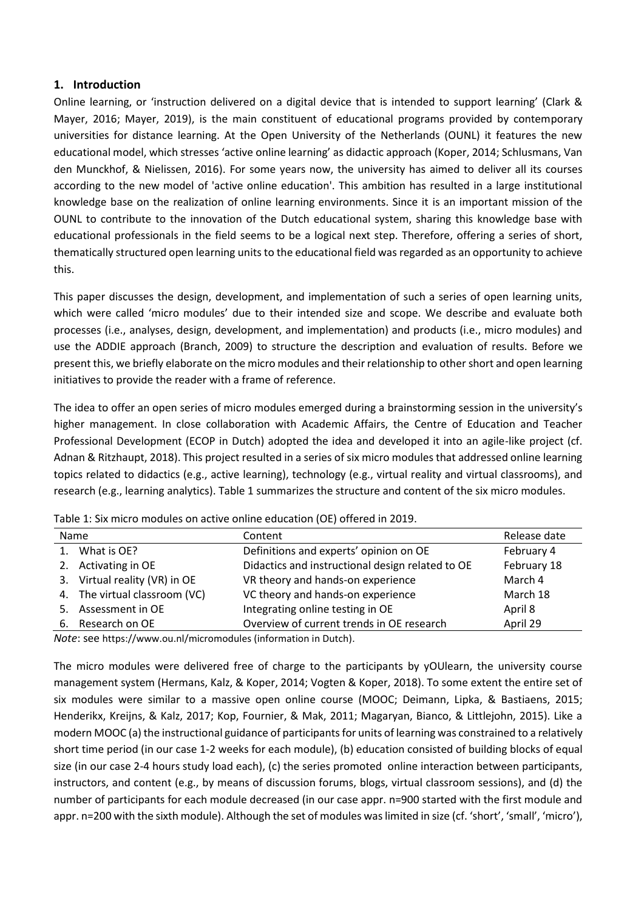## 1. Introduction

Online learning, or 'instruction delivered on a digital device that is intended to support learning' (Clark & Mayer, 2016; Mayer, 2019), is the main constituent of educational programs provided by contemporary universities for distance learning. At the Open University of the Netherlands (OUNL) it features the new educational model, which stresses 'active online learning' as didactic approach (Koper, 2014; Schlusmans, Van den Munckhof, & Nielissen, 2016). For some years now, the university has aimed to deliver all its courses according to the new model of 'active online education'. This ambition has resulted in a large institutional knowledge base on the realization of online learning environments. Since it is an important mission of the OUNL to contribute to the innovation of the Dutch educational system, sharing this knowledge base with educational professionals in the field seems to be a logical next step. Therefore, offering a series of short, thematically structured open learning units to the educational field was regarded as an opportunity to achieve this.

This paper discusses the design, development, and implementation of such a series of open learning units, which were called 'micro modules' due to their intended size and scope. We describe and evaluate both processes (i.e., analyses, design, development, and implementation) and products (i.e., micro modules) and use the ADDIE approach (Branch, 2009) to structure the description and evaluation of results. Before we present this, we briefly elaborate on the micro modules and their relationship to other short and open learning initiatives to provide the reader with a frame of reference.

The idea to offer an open series of micro modules emerged during a brainstorming session in the university's higher management. In close collaboration with Academic Affairs, the Centre of Education and Teacher Professional Development (ECOP in Dutch) adopted the idea and developed it into an agile-like project (cf. Adnan & Ritzhaupt, 2018). This project resulted in a series of six micro modules that addressed online learning topics related to didactics (e.g., active learning), technology (e.g., virtual reality and virtual classrooms), and research (e.g., learning analytics). Table 1 summarizes the structure and content of the six micro modules.

Table 1: Six micro modules on active online education (OE) offered in 2019.

| Name | Content | Release date |
|---|---|---|
| 1. What is OE? | Definitions and experts' opinion on OE | February 4 |
| 2. Activating in OE | Didactics and instructional design related to OE | February 18 |
| 3. Virtual reality (VR) in OE | VR theory and hands-on experience | March 4 |
| 4. The virtual classroom (VC) | VC theory and hands-on experience | March 18 |
| 5. Assessment in OE | Integrating online testing in OE | April 8 |
| 6. Research on OE | Overview of current trends in OE research | April 29 |

*Note*: see https://www.ou.nl/micromodules (information in Dutch).

The micro modules were delivered free of charge to the participants by yOUlearn, the university course management system (Hermans, Kalz, & Koper, 2014; Vogten & Koper, 2018). To some extent the entire set of six modules were similar to a massive open online course (MOOC; Deimann, Lipka, & Bastiaens, 2015; Henderikx, Kreijns, & Kalz, 2017; Kop, Fournier, & Mak, 2011; Magaryan, Bianco, & Littlejohn, 2015). Like a modern MOOC (a) the instructional guidance of participants for units of learning was constrained to a relatively short time period (in our case 1-2 weeks for each module), (b) education consisted of building blocks of equal size (in our case 2-4 hours study load each), (c) the series promoted online interaction between participants, instructors, and content (e.g., by means of discussion forums, blogs, virtual classroom sessions), and (d) the number of participants for each module decreased (in our case appr. n=900 started with the first module and appr. n=200 with the sixth module). Although the set of modules was limited in size (cf. 'short', 'small', 'micro'),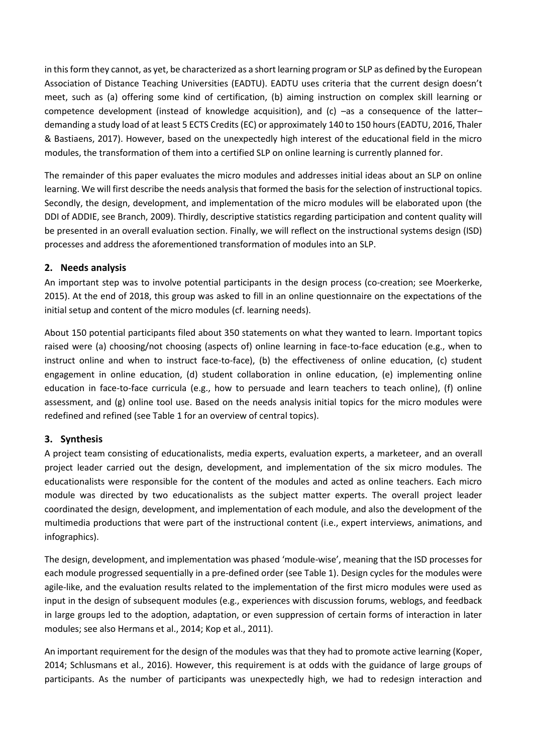in this form they cannot, as yet, be characterized as a short learning program or SLP as defined by the European Association of Distance Teaching Universities (EADTU). EADTU uses criteria that the current design doesn't meet, such as (a) offering some kind of certification, (b) aiming instruction on complex skill learning or competence development (instead of knowledge acquisition), and (c) –as a consequence of the latter– demanding a study load of at least 5 ECTS Credits (EC) or approximately 140 to 150 hours (EADTU, 2016, Thaler & Bastiaens, 2017). However, based on the unexpectedly high interest of the educational field in the micro modules, the transformation of them into a certified SLP on online learning is currently planned for.

The remainder of this paper evaluates the micro modules and addresses initial ideas about an SLP on online learning. We will first describe the needs analysis that formed the basis for the selection of instructional topics. Secondly, the design, development, and implementation of the micro modules will be elaborated upon (the DDI of ADDIE, see Branch, 2009). Thirdly, descriptive statistics regarding participation and content quality will be presented in an overall evaluation section. Finally, we will reflect on the instructional systems design (ISD) processes and address the aforementioned transformation of modules into an SLP.

## 2. Needs analysis

An important step was to involve potential participants in the design process (co-creation; see Moerkerke, 2015). At the end of 2018, this group was asked to fill in an online questionnaire on the expectations of the initial setup and content of the micro modules (cf. learning needs).

About 150 potential participants filed about 350 statements on what they wanted to learn. Important topics raised were (a) choosing/not choosing (aspects of) online learning in face-to-face education (e.g., when to instruct online and when to instruct face-to-face), (b) the effectiveness of online education, (c) student engagement in online education, (d) student collaboration in online education, (e) implementing online education in face-to-face curricula (e.g., how to persuade and learn teachers to teach online), (f) online assessment, and (g) online tool use. Based on the needs analysis initial topics for the micro modules were redefined and refined (see Table 1 for an overview of central topics).

## 3. Synthesis

A project team consisting of educationalists, media experts, evaluation experts, a marketeer, and an overall project leader carried out the design, development, and implementation of the six micro modules. The educationalists were responsible for the content of the modules and acted as online teachers. Each micro module was directed by two educationalists as the subject matter experts. The overall project leader coordinated the design, development, and implementation of each module, and also the development of the multimedia productions that were part of the instructional content (i.e., expert interviews, animations, and infographics).

The design, development, and implementation was phased 'module-wise', meaning that the ISD processes for each module progressed sequentially in a pre-defined order (see Table 1). Design cycles for the modules were agile-like, and the evaluation results related to the implementation of the first micro modules were used as input in the design of subsequent modules (e.g., experiences with discussion forums, weblogs, and feedback in large groups led to the adoption, adaptation, or even suppression of certain forms of interaction in later modules; see also Hermans et al., 2014; Kop et al., 2011).

An important requirement for the design of the modules was that they had to promote active learning (Koper, 2014; Schlusmans et al., 2016). However, this requirement is at odds with the guidance of large groups of participants. As the number of participants was unexpectedly high, we had to redesign interaction and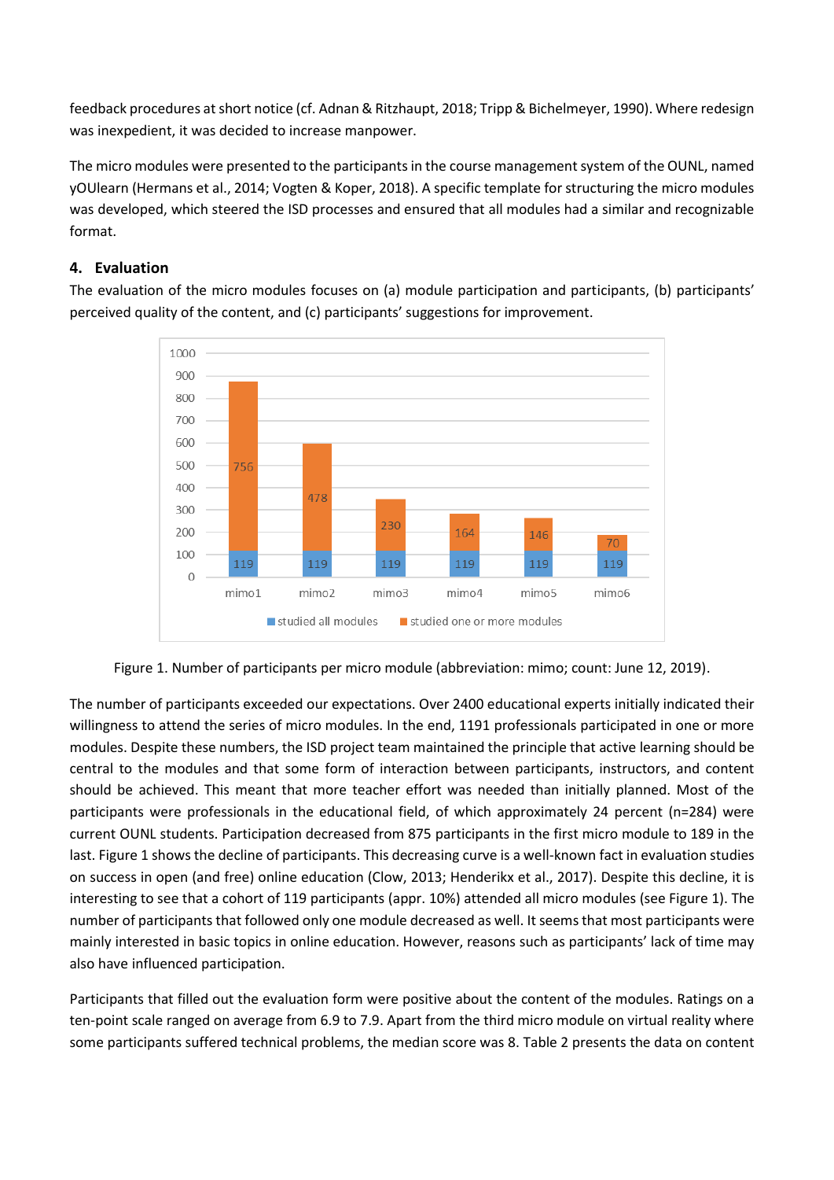feedback procedures at short notice (cf. Adnan & Ritzhaupt, 2018; Tripp & Bichelmeyer, 1990). Where redesign was inexpedient, it was decided to increase manpower.

The micro modules were presented to the participants in the course management system of the OUNL, named yOUlearn (Hermans et al., 2014; Vogten & Koper, 2018). A specific template for structuring the micro modules was developed, which steered the ISD processes and ensured that all modules had a similar and recognizable format.

## 4. Evaluation

The evaluation of the micro modules focuses on (a) module participation and participants, (b) participants' perceived quality of the content, and (c) participants' suggestions for improvement.

| | mimo1 | mimo2 | mimo3 | mimo4 | mimo5 | mimo6 |
|---|---|---|---|---|---|---|
| studied all modules | 119 | 119 | 119 | 119 | 119 | 119 |
| studied one or more modules | 756 | 478 | 230 | 164 | 146 | 70 |

Figure 1. Number of participants per micro module (abbreviation: mimo; count: June 12, 2019).

The number of participants exceeded our expectations. Over 2400 educational experts initially indicated their willingness to attend the series of micro modules. In the end, 1191 professionals participated in one or more modules. Despite these numbers, the ISD project team maintained the principle that active learning should be central to the modules and that some form of interaction between participants, instructors, and content should be achieved. This meant that more teacher effort was needed than initially planned. Most of the participants were professionals in the educational field, of which approximately 24 percent (n=284) were current OUNL students. Participation decreased from 875 participants in the first micro module to 189 in the last. Figure 1 shows the decline of participants. This decreasing curve is a well-known fact in evaluation studies on success in open (and free) online education (Clow, 2013; Henderikx et al., 2017). Despite this decline, it is interesting to see that a cohort of 119 participants (appr. 10%) attended all micro modules (see Figure 1). The number of participants that followed only one module decreased as well. It seems that most participants were mainly interested in basic topics in online education. However, reasons such as participants' lack of time may also have influenced participation.

Participants that filled out the evaluation form were positive about the content of the modules. Ratings on a ten-point scale ranged on average from 6.9 to 7.9. Apart from the third micro module on virtual reality where some participants suffered technical problems, the median score was 8. Table 2 presents the data on content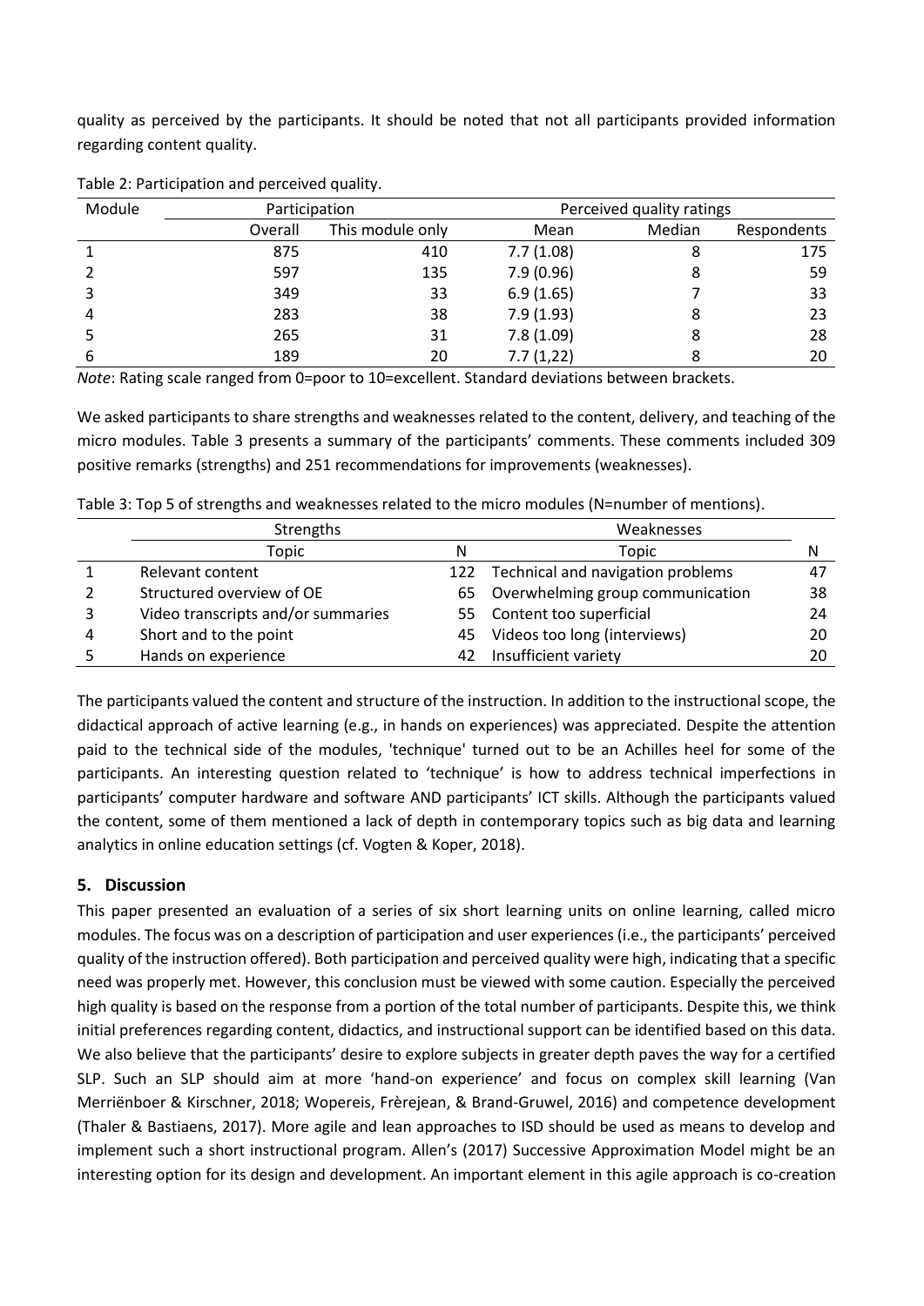quality as perceived by the participants. It should be noted that not all participants provided information regarding content quality.

Table 2: Participation and perceived quality.

| Module | Participation | | Perceived quality ratings | | |
|---|---|---|---|---|---|
| | Overall | This module only | Mean | Median | Respondents |
| 1 | 875 | 410 | 7.7 (1.08) | 8 | 175 |
| 2 | 597 | 135 | 7.9 (0.96) | 8 | 59 |
| 3 | 349 | 33 | 6.9 (1.65) | 7 | 33 |
| 4 | 283 | 38 | 7.9 (1.93) | 8 | 23 |
| 5 | 265 | 31 | 7.8 (1.09) | 8 | 28 |
| 6 | 189 | 20 | 7.7 (1,22) | 8 | 20 |

*Note*: Rating scale ranged from 0=poor to 10=excellent. Standard deviations between brackets.

We asked participants to share strengths and weaknesses related to the content, delivery, and teaching of the micro modules. Table 3 presents a summary of the participants' comments. These comments included 309 positive remarks (strengths) and 251 recommendations for improvements (weaknesses).

Table 3: Top 5 of strengths and weaknesses related to the micro modules (N=number of mentions).

| | Strengths | | Weaknesses | |
|---|---|---|---|---|
| | Topic | N | Topic | N |
| 1 | Relevant content | 122 | Technical and navigation problems | 47 |
| 2 | Structured overview of OE | 65 | Overwhelming group communication | 38 |
| 3 | Video transcripts and/or summaries | 55 | Content too superficial | 24 |
| 4 | Short and to the point | 45 | Videos too long (interviews) | 20 |
| 5 | Hands on experience | 42 | Insufficient variety | 20 |

The participants valued the content and structure of the instruction. In addition to the instructional scope, the didactical approach of active learning (e.g., in hands on experiences) was appreciated. Despite the attention paid to the technical side of the modules, 'technique' turned out to be an Achilles heel for some of the participants. An interesting question related to 'technique' is how to address technical imperfections in participants' computer hardware and software AND participants' ICT skills. Although the participants valued the content, some of them mentioned a lack of depth in contemporary topics such as big data and learning analytics in online education settings (cf. Vogten & Koper, 2018).

## 5. Discussion

This paper presented an evaluation of a series of six short learning units on online learning, called micro modules. The focus was on a description of participation and user experiences (i.e., the participants' perceived quality of the instruction offered). Both participation and perceived quality were high, indicating that a specific need was properly met. However, this conclusion must be viewed with some caution. Especially the perceived high quality is based on the response from a portion of the total number of participants. Despite this, we think initial preferences regarding content, didactics, and instructional support can be identified based on this data. We also believe that the participants' desire to explore subjects in greater depth paves the way for a certified SLP. Such an SLP should aim at more 'hand-on experience' and focus on complex skill learning (Van Merriënboer & Kirschner, 2018; Wopereis, Frèrejean, & Brand-Gruwel, 2016) and competence development (Thaler & Bastiaens, 2017). More agile and lean approaches to ISD should be used as means to develop and implement such a short instructional program. Allen's (2017) Successive Approximation Model might be an interesting option for its design and development. An important element in this agile approach is co-creation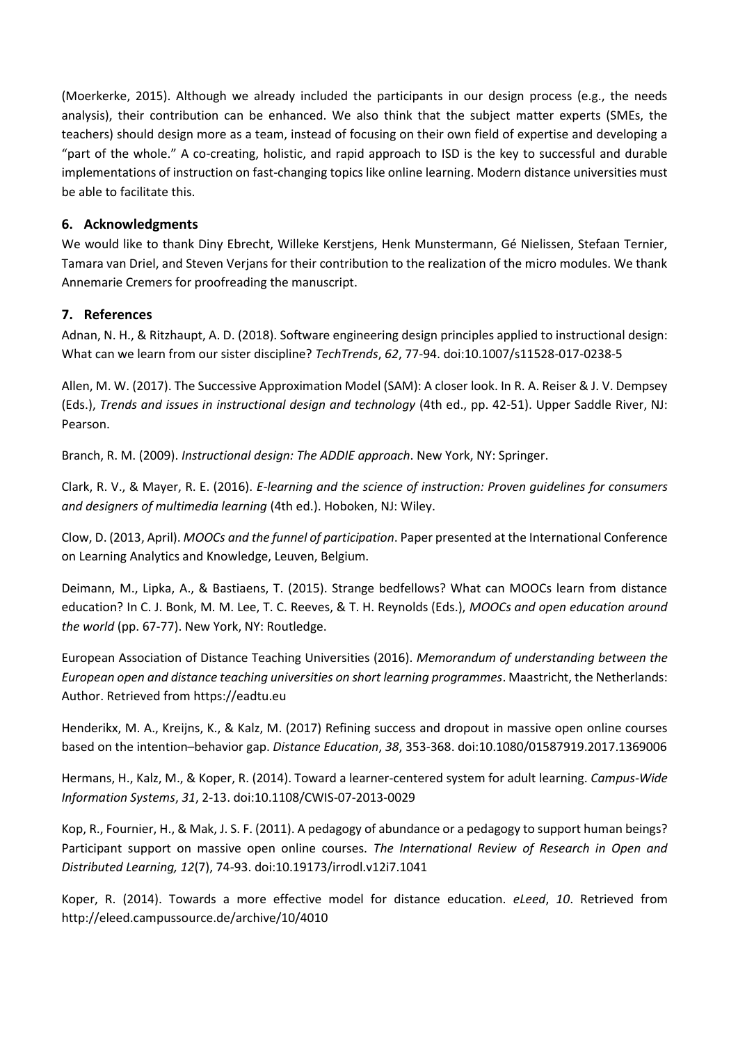(Moerkerke, 2015). Although we already included the participants in our design process (e.g., the needs analysis), their contribution can be enhanced. We also think that the subject matter experts (SMEs, the teachers) should design more as a team, instead of focusing on their own field of expertise and developing a "part of the whole." A co-creating, holistic, and rapid approach to ISD is the key to successful and durable implementations of instruction on fast-changing topics like online learning. Modern distance universities must be able to facilitate this.

## 6. Acknowledgments

We would like to thank Diny Ebrecht, Willeke Kerstjens, Henk Munstermann, Gé Nielissen, Stefaan Ternier, Tamara van Driel, and Steven Verjans for their contribution to the realization of the micro modules. We thank Annemarie Cremers for proofreading the manuscript.

## 7. References

Adnan, N. H., & Ritzhaupt, A. D. (2018). Software engineering design principles applied to instructional design: What can we learn from our sister discipline? *TechTrends*, *62*, 77-94. doi:10.1007/s11528-017-0238-5

Allen, M. W. (2017). The Successive Approximation Model (SAM): A closer look. In R. A. Reiser & J. V. Dempsey (Eds.), *Trends and issues in instructional design and technology* (4th ed., pp. 42-51). Upper Saddle River, NJ: Pearson.

Branch, R. M. (2009). *Instructional design: The ADDIE approach*. New York, NY: Springer.

Clark, R. V., & Mayer, R. E. (2016). *E-learning and the science of instruction: Proven guidelines for consumers and designers of multimedia learning* (4th ed.). Hoboken, NJ: Wiley.

Clow, D. (2013, April). *MOOCs and the funnel of participation*. Paper presented at the International Conference on Learning Analytics and Knowledge, Leuven, Belgium.

Deimann, M., Lipka, A., & Bastiaens, T. (2015). Strange bedfellows? What can MOOCs learn from distance education? In C. J. Bonk, M. M. Lee, T. C. Reeves, & T. H. Reynolds (Eds.), *MOOCs and open education around the world* (pp. 67-77). New York, NY: Routledge.

European Association of Distance Teaching Universities (2016). *Memorandum of understanding between the European open and distance teaching universities on short learning programmes*. Maastricht, the Netherlands: Author. Retrieved from https://eadtu.eu

Henderikx, M. A., Kreijns, K., & Kalz, M. (2017) Refining success and dropout in massive open online courses based on the intention–behavior gap. *Distance Education*, *38*, 353-368. doi:10.1080/01587919.2017.1369006

Hermans, H., Kalz, M., & Koper, R. (2014). Toward a learner-centered system for adult learning. *Campus-Wide Information Systems*, *31*, 2-13. doi:10.1108/CWIS-07-2013-0029

Kop, R., Fournier, H., & Mak, J. S. F. (2011). A pedagogy of abundance or a pedagogy to support human beings? Participant support on massive open online courses. *The International Review of Research in Open and Distributed Learning, 12*(7), 74-93. doi:10.19173/irrodl.v12i7.1041

Koper, R. (2014). Towards a more effective model for distance education. *eLeed*, *10*. Retrieved from http://eleed.campussource.de/archive/10/4010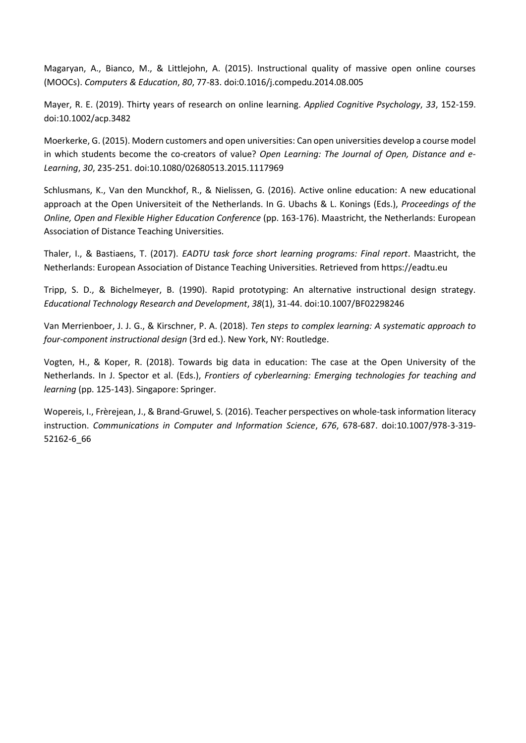Magaryan, A., Bianco, M., & Littlejohn, A. (2015). Instructional quality of massive open online courses (MOOCs). *Computers & Education*, *80*, 77-83. doi:0.1016/j.compedu.2014.08.005

Mayer, R. E. (2019). Thirty years of research on online learning. *Applied Cognitive Psychology*, *33*, 152-159. doi:10.1002/acp.3482

Moerkerke, G. (2015). Modern customers and open universities: Can open universities develop a course model in which students become the co-creators of value? *Open Learning: The Journal of Open, Distance and e-Learning*, *30*, 235-251. doi:10.1080/02680513.2015.1117969

Schlusmans, K., Van den Munckhof, R., & Nielissen, G. (2016). Active online education: A new educational approach at the Open Universiteit of the Netherlands. In G. Ubachs & L. Konings (Eds.), *Proceedings of the Online, Open and Flexible Higher Education Conference* (pp. 163-176). Maastricht, the Netherlands: European Association of Distance Teaching Universities.

Thaler, I., & Bastiaens, T. (2017). *EADTU task force short learning programs: Final report*. Maastricht, the Netherlands: European Association of Distance Teaching Universities. Retrieved from https://eadtu.eu

Tripp, S. D., & Bichelmeyer, B. (1990). Rapid prototyping: An alternative instructional design strategy. *Educational Technology Research and Development*, *38*(1), 31-44. doi:10.1007/BF02298246

Van Merrienboer, J. J. G., & Kirschner, P. A. (2018). *Ten steps to complex learning: A systematic approach to four-component instructional design* (3rd ed.). New York, NY: Routledge.

Vogten, H., & Koper, R. (2018). Towards big data in education: The case at the Open University of the Netherlands. In J. Spector et al. (Eds.), *Frontiers of cyberlearning: Emerging technologies for teaching and learning* (pp. 125-143). Singapore: Springer.

Wopereis, I., Frèrejean, J., & Brand-Gruwel, S. (2016). Teacher perspectives on whole-task information literacy instruction. *Communications in Computer and Information Science*, *676*, 678-687. doi:10.1007/978-3-319-52162-6_66